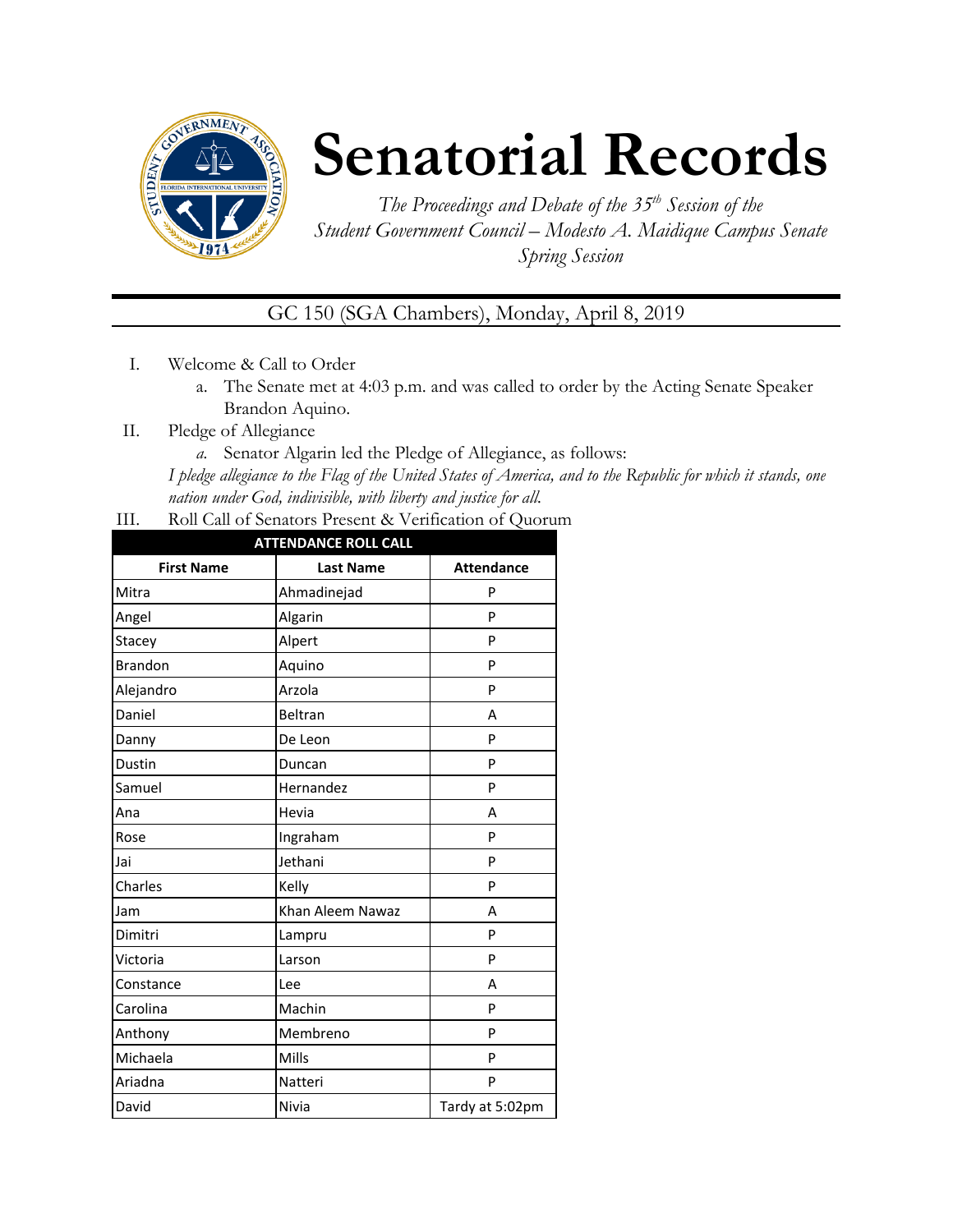# Senatorial Records

*The Proceedings and Debate of the 35th Session of the Student Government Council – Modesto A. Maidique Campus Senate Spring Session*

## GC 150 (SGA Chambers), Monday, April 8, 2019

I. Welcome & Call to Order

a. The Senate met at 4:03 p.m. and was called to order by the Acting Senate Speaker Brandon Aquino.

II. Pledge of Allegiance

*a.* Senator Algarin led the Pledge of Allegiance, as follows:

*I pledge allegiance to the Flag of the United States of America, and to the Republic for which it stands, one nation under God, indivisible, with liberty and justice for all.*

III. Roll Call of Senators Present & Verification of Quorum

| ATTENDANCE ROLL CALL | | |
|---|---|---|
| **First Name** | **Last Name** | **Attendance** |
| Mitra | Ahmadinejad | P |
| Angel | Algarin | P |
| Stacey | Alpert | P |
| Brandon | Aquino | P |
| Alejandro | Arzola | P |
| Daniel | Beltran | A |
| Danny | De Leon | P |
| Dustin | Duncan | P |
| Samuel | Hernandez | P |
| Ana | Hevia | A |
| Rose | Ingraham | P |
| Jai | Jethani | P |
| Charles | Kelly | P |
| Jam | Khan Aleem Nawaz | A |
| Dimitri | Lampru | P |
| Victoria | Larson | P |
| Constance | Lee | A |
| Carolina | Machin | P |
| Anthony | Membreno | P |
| Michaela | Mills | P |
| Ariadna | Natteri | P |
| David | Nivia | Tardy at 5:02pm |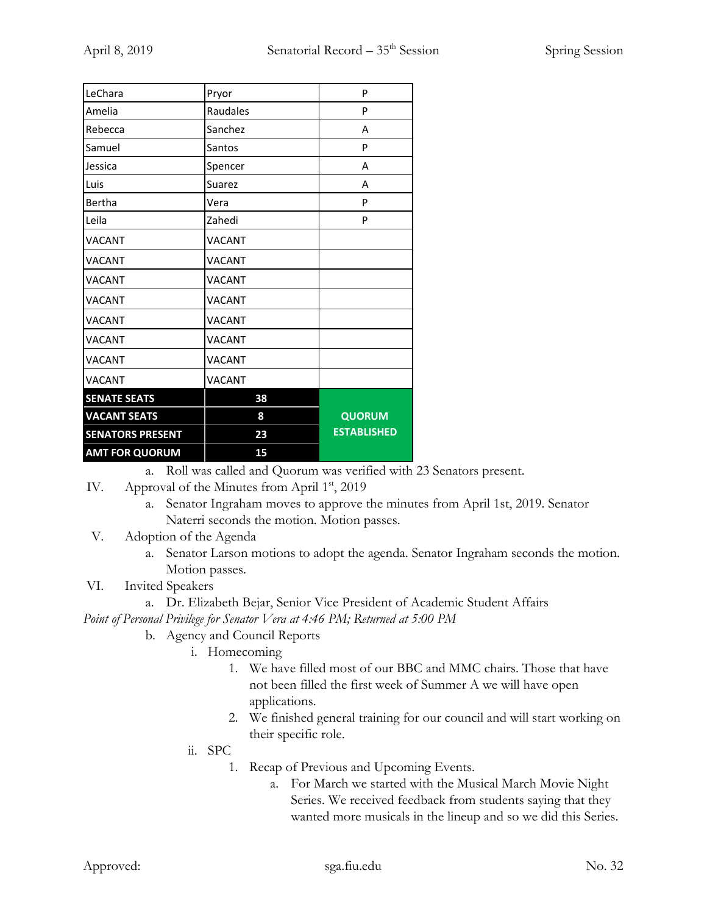| LeChara | Pryor | P |
|---|---|---|
| Amelia | Raudales | P |
| Rebecca | Sanchez | A |
| Samuel | Santos | P |
| Jessica | Spencer | A |
| Luis | Suarez | A |
| Bertha | Vera | P |
| Leila | Zahedi | P |
| VACANT | VACANT | |
| VACANT | VACANT | |
| VACANT | VACANT | |
| VACANT | VACANT | |
| VACANT | VACANT | |
| VACANT | VACANT | |
| VACANT | VACANT | |
| VACANT | VACANT | |
| **SENATE SEATS** | **38** | |
| **VACANT SEATS** | **8** | **QUORUM ESTABLISHED** |
| **SENATORS PRESENT** | **23** | |
| **AMT FOR QUORUM** | **15** | |

a. Roll was called and Quorum was verified with 23 Senators present.

IV. Approval of the Minutes from April 1st, 2019

a. Senator Ingraham moves to approve the minutes from April 1st, 2019. Senator Naterri seconds the motion. Motion passes.

V. Adoption of the Agenda

a. Senator Larson motions to adopt the agenda. Senator Ingraham seconds the motion. Motion passes.

VI. Invited Speakers

a. Dr. Elizabeth Bejar, Senior Vice President of Academic Student Affairs

*Point of Personal Privilege for Senator Vera at 4:46 PM; Returned at 5:00 PM*

b. Agency and Council Reports

i. Homecoming

1. We have filled most of our BBC and MMC chairs. Those that have not been filled the first week of Summer A we will have open applications.
2. We finished general training for our council and will start working on their specific role.

ii. SPC

1. Recap of Previous and Upcoming Events.
    a. For March we started with the Musical March Movie Night Series. We received feedback from students saying that they wanted more musicals in the lineup and so we did this Series.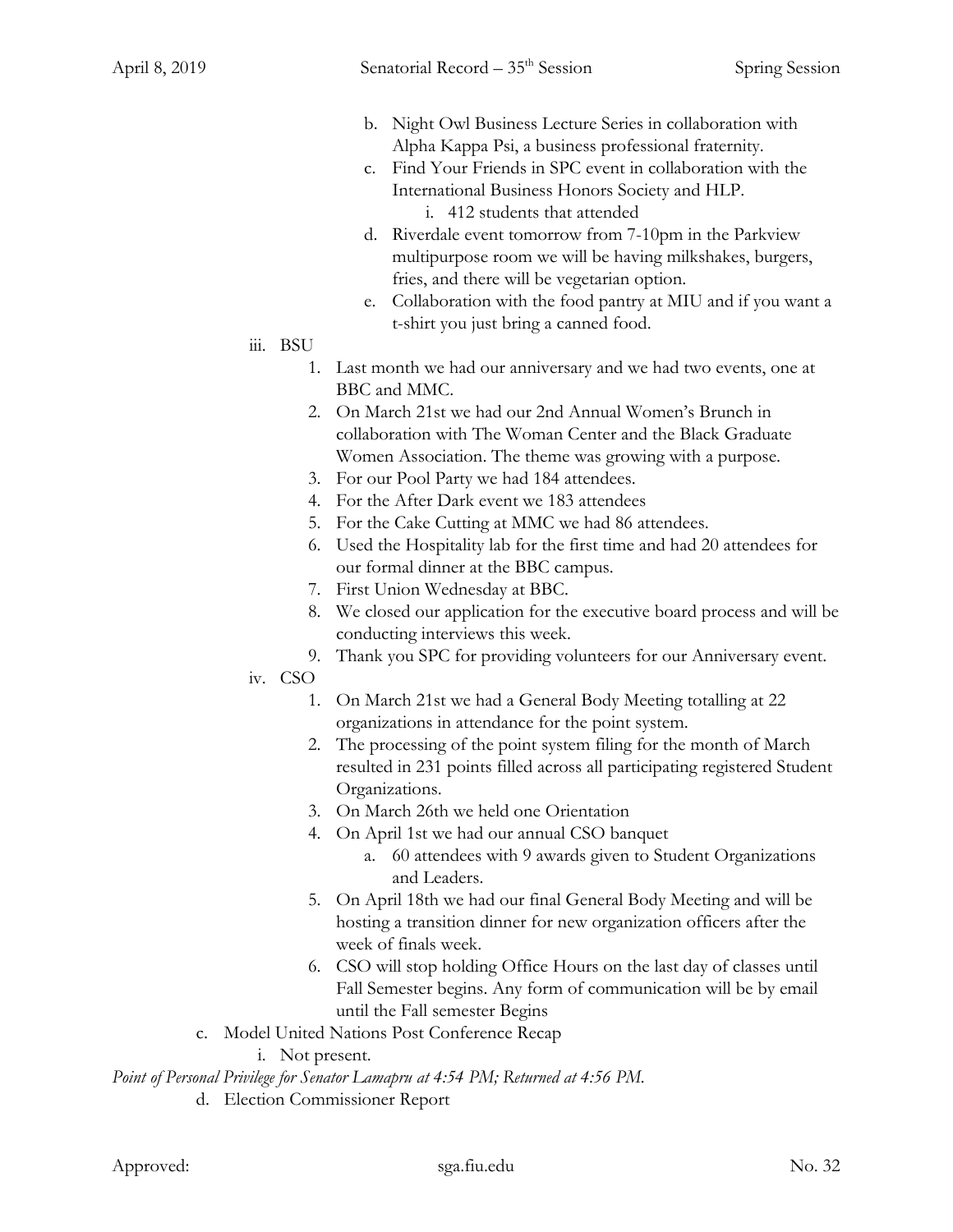- b. Night Owl Business Lecture Series in collaboration with Alpha Kappa Psi, a business professional fraternity.
   - c. Find Your Friends in SPC event in collaboration with the International Business Honors Society and HLP.
     - i. 412 students that attended
   - d. Riverdale event tomorrow from 7-10pm in the Parkview multipurpose room we will be having milkshakes, burgers, fries, and there will be vegetarian option.
   - e. Collaboration with the food pantry at MIU and if you want a t-shirt you just bring a canned food.
  - iii. BSU
    1. Last month we had our anniversary and we had two events, one at BBC and MMC.
    2. On March 21st we had our 2nd Annual Women's Brunch in collaboration with The Woman Center and the Black Graduate Women Association. The theme was growing with a purpose.
    3. For our Pool Party we had 184 attendees.
    4. For the After Dark event we 183 attendees
    5. For the Cake Cutting at MMC we had 86 attendees.
    6. Used the Hospitality lab for the first time and had 20 attendees for our formal dinner at the BBC campus.
    7. First Union Wednesday at BBC.
    8. We closed our application for the executive board process and will be conducting interviews this week.
    9. Thank you SPC for providing volunteers for our Anniversary event.
  - iv. CSO
    1. On March 21st we had a General Body Meeting totalling at 22 organizations in attendance for the point system.
    2. The processing of the point system filing for the month of March resulted in 231 points filled across all participating registered Student Organizations.
    3. On March 26th we held one Orientation
    4. On April 1st we had our annual CSO banquet
       - a. 60 attendees with 9 awards given to Student Organizations and Leaders.
    5. On April 18th we had our final General Body Meeting and will be hosting a transition dinner for new organization officers after the week of finals week.
    6. CSO will stop holding Office Hours on the last day of classes until Fall Semester begins. Any form of communication will be by email until the Fall semester Begins
- c. Model United Nations Post Conference Recap
  - i. Not present.

*Point of Personal Privilege for Senator Lamapru at 4:54 PM; Returned at 4:56 PM.*

- d. Election Commissioner Report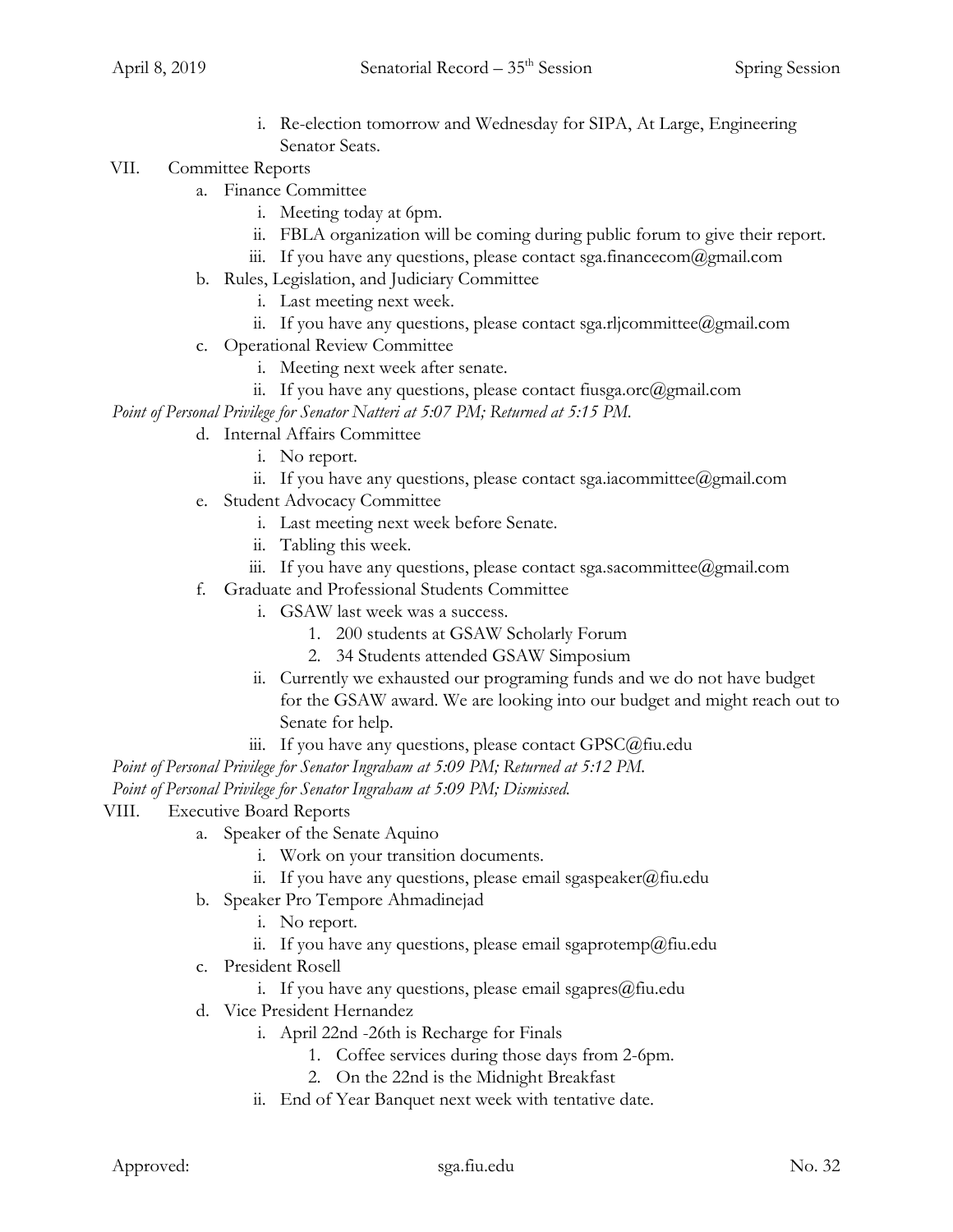i. Re-election tomorrow and Wednesday for SIPA, At Large, Engineering Senator Seats.

VII. Committee Reports

a. Finance Committee
   - i. Meeting today at 6pm.
   - ii. FBLA organization will be coming during public forum to give their report.
   - iii. If you have any questions, please contact sga.financecom@gmail.com

b. Rules, Legislation, and Judiciary Committee
   - i. Last meeting next week.
   - ii. If you have any questions, please contact sga.rljcommittee@gmail.com

c. Operational Review Committee
   - i. Meeting next week after senate.
   - ii. If you have any questions, please contact fiusga.orc@gmail.com

*Point of Personal Privilege for Senator Natteri at 5:07 PM; Returned at 5:15 PM.*

d. Internal Affairs Committee
   - i. No report.
   - ii. If you have any questions, please contact sga.iacommittee@gmail.com

e. Student Advocacy Committee
   - i. Last meeting next week before Senate.
   - ii. Tabling this week.
   - iii. If you have any questions, please contact sga.sacommittee@gmail.com

f. Graduate and Professional Students Committee
   - i. GSAW last week was a success.
     1. 200 students at GSAW Scholarly Forum
     2. 34 Students attended GSAW Simposium
   - ii. Currently we exhausted our programing funds and we do not have budget for the GSAW award. We are looking into our budget and might reach out to Senate for help.
   - iii. If you have any questions, please contact GPSC@fiu.edu

*Point of Personal Privilege for Senator Ingraham at 5:09 PM; Returned at 5:12 PM.*

*Point of Personal Privilege for Senator Ingraham at 5:09 PM; Dismissed.*

VIII. Executive Board Reports

a. Speaker of the Senate Aquino
   - i. Work on your transition documents.
   - ii. If you have any questions, please email sgaspeaker@fiu.edu

b. Speaker Pro Tempore Ahmadinejad
   - i. No report.
   - ii. If you have any questions, please email sgaprotemp@fiu.edu

c. President Rosell
   - i. If you have any questions, please email sgapres@fiu.edu

d. Vice President Hernandez
   - i. April 22nd -26th is Recharge for Finals
     1. Coffee services during those days from 2-6pm.
     2. On the 22nd is the Midnight Breakfast
   - ii. End of Year Banquet next week with tentative date.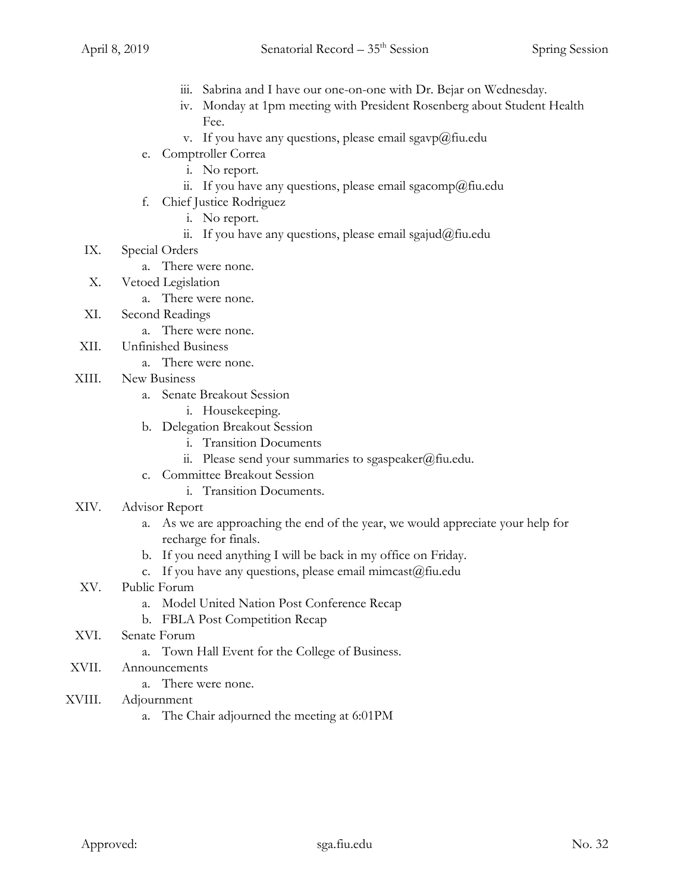iii. Sabrina and I have our one-on-one with Dr. Bejar on Wednesday.
iv. Monday at 1pm meeting with President Rosenberg about Student Health Fee.
v. If you have any questions, please email sgavp@fiu.edu

e. Comptroller Correa
   i. No report.
   ii. If you have any questions, please email sgacomp@fiu.edu

f. Chief Justice Rodriguez
   i. No report.
   ii. If you have any questions, please email sgajud@fiu.edu

IX. Special Orders
   a. There were none.

X. Vetoed Legislation
   a. There were none.

XI. Second Readings
   a. There were none.

XII. Unfinished Business
   a. There were none.

XIII. New Business
   a. Senate Breakout Session
      i. Housekeeping.
   b. Delegation Breakout Session
      i. Transition Documents
      ii. Please send your summaries to sgaspeaker@fiu.edu.
   c. Committee Breakout Session
      i. Transition Documents.

XIV. Advisor Report
   a. As we are approaching the end of the year, we would appreciate your help for recharge for finals.
   b. If you need anything I will be back in my office on Friday.
   c. If you have any questions, please email mimcast@fiu.edu

XV. Public Forum
   a. Model United Nation Post Conference Recap
   b. FBLA Post Competition Recap

XVI. Senate Forum
   a. Town Hall Event for the College of Business.

XVII. Announcements
   a. There were none.

XVIII. Adjournment
   a. The Chair adjourned the meeting at 6:01PM

Approved: